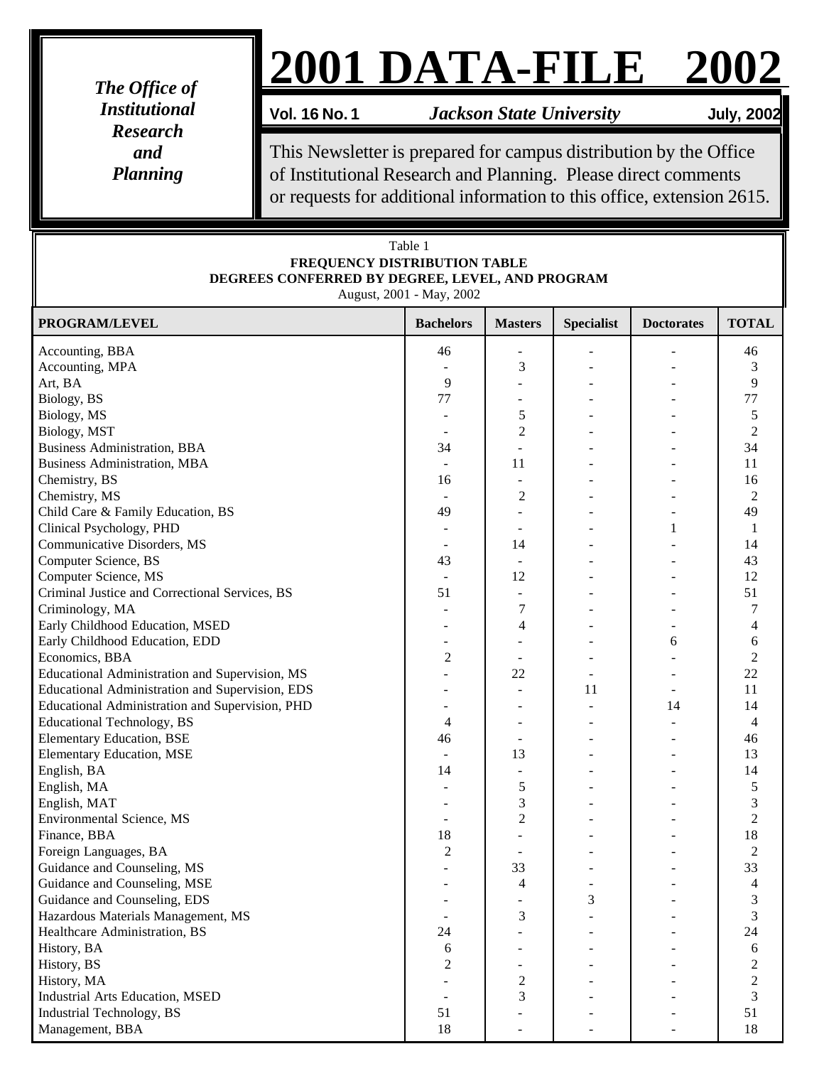*The Office of Institutional Research and Planning*

# 2001 DATA-FILE 2002

**Vol. 16 No. 1** *Jackson State University* **July, 2002**

This Newsletter is prepared for campus distribution by the Office of Institutional Research and Planning. Please direct comments or requests for additional information to this office, extension 2615.

Table 1
**FREQUENCY DISTRIBUTION TABLE**
**DEGREES CONFERRED BY DEGREE, LEVEL, AND PROGRAM**
August, 2001 - May, 2002

| PROGRAM/LEVEL | Bachelors | Masters | Specialist | Doctorates | TOTAL |
|---|---|---|---|---|---|
| Accounting, BBA | 46 | - | - | - | 46 |
| Accounting, MPA | - | 3 | - | - | 3 |
| Art, BA | 9 | - | - | - | 9 |
| Biology, BS | 77 | - | - | - | 77 |
| Biology, MS | - | 5 | - | - | 5 |
| Biology, MST | - | 2 | - | - | 2 |
| Business Administration, BBA | 34 | - | - | - | 34 |
| Business Administration, MBA | - | 11 | - | - | 11 |
| Chemistry, BS | 16 | - | - | - | 16 |
| Chemistry, MS | - | 2 | - | - | 2 |
| Child Care & Family Education, BS | 49 | - | - | - | 49 |
| Clinical Psychology, PHD | - | - | - | 1 | 1 |
| Communicative Disorders, MS | - | 14 | - | - | 14 |
| Computer Science, BS | 43 | - | - | - | 43 |
| Computer Science, MS | - | 12 | - | - | 12 |
| Criminal Justice and Correctional Services, BS | 51 | - | - | - | 51 |
| Criminology, MA | - | 7 | - | - | 7 |
| Early Childhood Education, MSED | - | 4 | - | - | 4 |
| Early Childhood Education, EDD | - | - | - | 6 | 6 |
| Economics, BBA | 2 | - | - | - | 2 |
| Educational Administration and Supervision, MS | - | 22 | - | - | 22 |
| Educational Administration and Supervision, EDS | - | - | 11 | - | 11 |
| Educational Administration and Supervision, PHD | - | - | - | 14 | 14 |
| Educational Technology, BS | 4 | - | - | - | 4 |
| Elementary Education, BSE | 46 | - | - | - | 46 |
| Elementary Education, MSE | - | 13 | - | - | 13 |
| English, BA | 14 | - | - | - | 14 |
| English, MA | - | 5 | - | - | 5 |
| English, MAT | - | 3 | - | - | 3 |
| Environmental Science, MS | - | 2 | - | - | 2 |
| Finance, BBA | 18 | - | - | - | 18 |
| Foreign Languages, BA | 2 | - | - | - | 2 |
| Guidance and Counseling, MS | - | 33 | - | - | 33 |
| Guidance and Counseling, MSE | - | 4 | - | - | 4 |
| Guidance and Counseling, EDS | - | - | 3 | - | 3 |
| Hazardous Materials Management, MS | - | 3 | - | - | 3 |
| Healthcare Administration, BS | 24 | - | - | - | 24 |
| History, BA | 6 | - | - | - | 6 |
| History, BS | 2 | - | - | - | 2 |
| History, MA | - | 2 | - | - | 2 |
| Industrial Arts Education, MSED | - | 3 | - | - | 3 |
| Industrial Technology, BS | 51 | - | - | - | 51 |
| Management, BBA | 18 | - | - | - | 18 |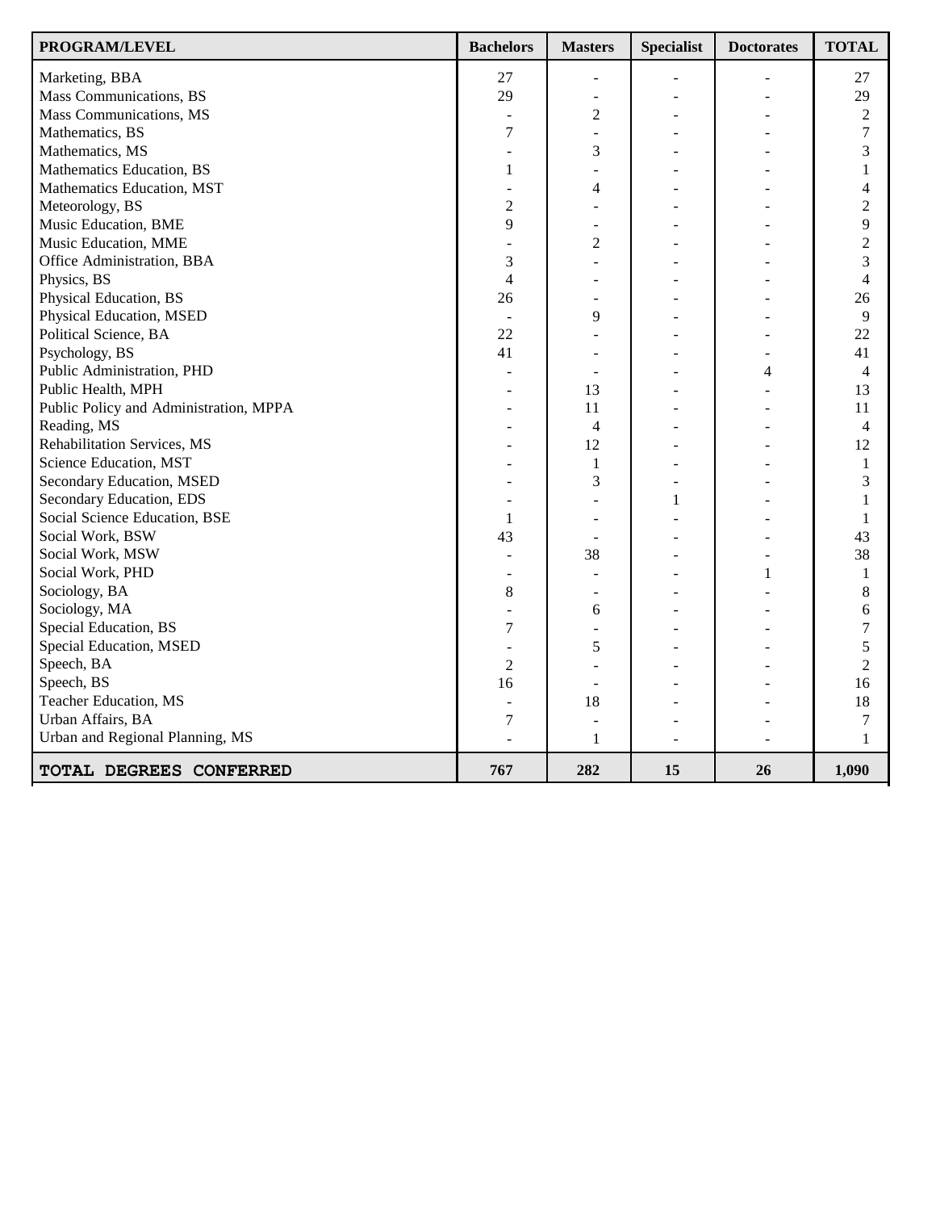| PROGRAM/LEVEL | Bachelors | Masters | Specialist | Doctorates | TOTAL |
|---|---|---|---|---|---|
| Marketing, BBA | 27 | - | - | - | 27 |
| Mass Communications, BS | 29 | - | - | - | 29 |
| Mass Communications, MS | - | 2 | - | - | 2 |
| Mathematics, BS | 7 | - | - | - | 7 |
| Mathematics, MS | - | 3 | - | - | 3 |
| Mathematics Education, BS | 1 | - | - | - | 1 |
| Mathematics Education, MST | - | 4 | - | - | 4 |
| Meteorology, BS | 2 | - | - | - | 2 |
| Music Education, BME | 9 | - | - | - | 9 |
| Music Education, MME | - | 2 | - | - | 2 |
| Office Administration, BBA | 3 | - | - | - | 3 |
| Physics, BS | 4 | - | - | - | 4 |
| Physical Education, BS | 26 | - | - | - | 26 |
| Physical Education, MSED | - | 9 | - | - | 9 |
| Political Science, BA | 22 | - | - | - | 22 |
| Psychology, BS | 41 | - | - | - | 41 |
| Public Administration, PHD | - | - | - | 4 | 4 |
| Public Health, MPH | - | 13 | - | - | 13 |
| Public Policy and Administration, MPPA | - | 11 | - | - | 11 |
| Reading, MS | - | 4 | - | - | 4 |
| Rehabilitation Services, MS | - | 12 | - | - | 12 |
| Science Education, MST | - | 1 | - | - | 1 |
| Secondary Education, MSED | - | 3 | - | - | 3 |
| Secondary Education, EDS | - | - | 1 | - | 1 |
| Social Science Education, BSE | 1 | - | - | - | 1 |
| Social Work, BSW | 43 | - | - | - | 43 |
| Social Work, MSW | - | 38 | - | - | 38 |
| Social Work, PHD | - | - | - | 1 | 1 |
| Sociology, BA | 8 | - | - | - | 8 |
| Sociology, MA | - | 6 | - | - | 6 |
| Special Education, BS | 7 | - | - | - | 7 |
| Special Education, MSED | - | 5 | - | - | 5 |
| Speech, BA | 2 | - | - | - | 2 |
| Speech, BS | 16 | - | - | - | 16 |
| Teacher Education, MS | - | 18 | - | - | 18 |
| Urban Affairs, BA | 7 | - | - | - | 7 |
| Urban and Regional Planning, MS | - | 1 | - | - | 1 |
| **TOTAL DEGREES CONFERRED** | **767** | **282** | **15** | **26** | **1,090** |